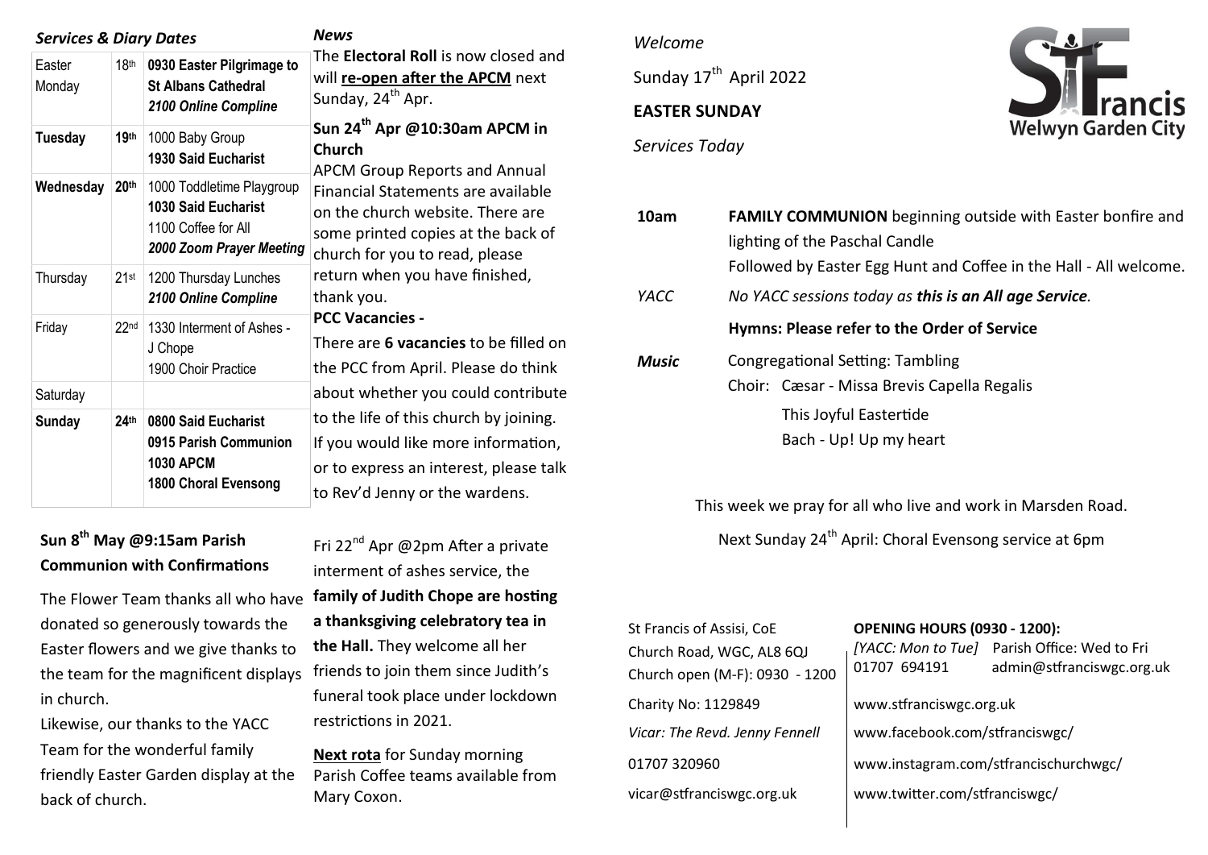*Welcome*

Sunday 17th April 2022

**EASTER SUNDAY**

*Services Today*

| | |
|---|---|
| **10am** | **FAMILY COMMUNION** beginning outside with Easter bonfire and lighting of the Paschal Candle<br>Followed by Easter Egg Hunt and Coffee in the Hall - All welcome. |
| *YACC* | *No YACC sessions today as **this is an All age Service**.* |
| | **Hymns: Please refer to the Order of Service** |
| ***Music*** | Congregational Setting: Tambling<br>Choir: Cæsar - Missa Brevis Capella Regalis<br>This Joyful Eastertide<br>Bach - Up! Up my heart |

This week we pray for all who live and work in Marsden Road.

Next Sunday 24th April: Choral Evensong service at 6pm

St Francis of Assisi, CoE
Church Road, WGC, AL8 6QJ
Church open (M-F): 0930 - 1200

Charity No: 1129849

*Vicar: The Revd. Jenny Fennell*

01707 320960

vicar@stfranciswgc.org.uk

**OPENING HOURS (0930 - 1200):**

*[YACC: Mon to Tue]* 01707 694191 — Parish Office: Wed to Fri admin@stfranciswgc.org.uk

www.stfranciswgc.org.uk

www.facebook.com/stfranciswgc/

www.instagram.com/stfrancischurchwgc/

www.twitter.com/stfranciswgc/

## *Services & Diary Dates*

| | | |
|---|---|---|
| Easter Monday | 18th | **0930 Easter Pilgrimage to St Albans Cathedral**<br>***2100 Online Compline*** |
| **Tuesday** | **19th** | 1000 Baby Group<br>**1930 Said Eucharist** |
| **Wednesday** | **20th** | 1000 Toddletime Playgroup<br>**1030 Said Eucharist**<br>1100 Coffee for All<br>***2000 Zoom Prayer Meeting*** |
| Thursday | 21st | 1200 Thursday Lunches<br>***2100 Online Compline*** |
| Friday | 22nd | 1330 Interment of Ashes - J Chope<br>1900 Choir Practice |
| Saturday | | |
| **Sunday** | **24th** | **0800 Said Eucharist**<br>**0915 Parish Communion**<br>**1030 APCM**<br>**1800 Choral Evensong** |

**Sun 8th May @9:15am Parish Communion with Confirmations**

The Flower Team thanks all who have donated so generously towards the Easter flowers and we give thanks to the team for the magnificent displays in church.

Likewise, our thanks to the YACC Team for the wonderful family friendly Easter Garden display at the back of church.

## *News*

The **Electoral Roll** is now closed and will **re-open after the APCM** next Sunday, 24th Apr.

**Sun 24th Apr @10:30am APCM in Church**

APCM Group Reports and Annual Financial Statements are available on the church website. There are some printed copies at the back of church for you to read, please return when you have finished, thank you.

**PCC Vacancies -**

There are **6 vacancies** to be filled on the PCC from April. Please do think about whether you could contribute to the life of this church by joining. If you would like more information, or to express an interest, please talk to Rev'd Jenny or the wardens.

Fri 22nd Apr @2pm After a private interment of ashes service, the **family of Judith Chope are hosting a thanksgiving celebratory tea in the Hall.** They welcome all her friends to join them since Judith's funeral took place under lockdown restrictions in 2021.

**Next rota** for Sunday morning Parish Coffee teams available from Mary Coxon.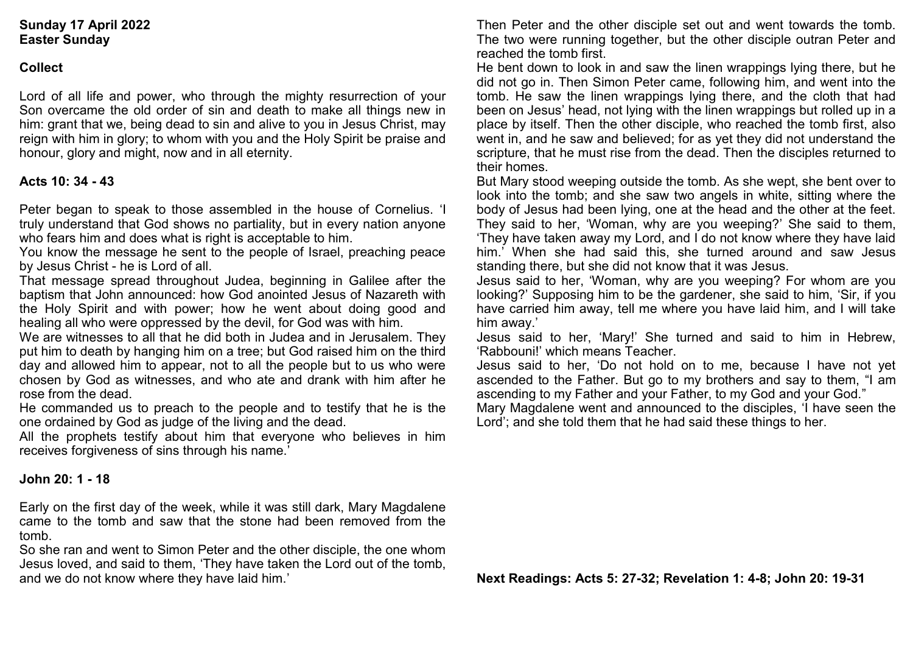**Sunday 17 April 2022**
**Easter Sunday**

**Collect**

Lord of all life and power, who through the mighty resurrection of your Son overcame the old order of sin and death to make all things new in him: grant that we, being dead to sin and alive to you in Jesus Christ, may reign with him in glory; to whom with you and the Holy Spirit be praise and honour, glory and might, now and in all eternity.

**Acts 10: 34 - 43**

Peter began to speak to those assembled in the house of Cornelius. 'I truly understand that God shows no partiality, but in every nation anyone who fears him and does what is right is acceptable to him.
You know the message he sent to the people of Israel, preaching peace by Jesus Christ - he is Lord of all.
That message spread throughout Judea, beginning in Galilee after the baptism that John announced: how God anointed Jesus of Nazareth with the Holy Spirit and with power; how he went about doing good and healing all who were oppressed by the devil, for God was with him.
We are witnesses to all that he did both in Judea and in Jerusalem. They put him to death by hanging him on a tree; but God raised him on the third day and allowed him to appear, not to all the people but to us who were chosen by God as witnesses, and who ate and drank with him after he rose from the dead.
He commanded us to preach to the people and to testify that he is the one ordained by God as judge of the living and the dead.
All the prophets testify about him that everyone who believes in him receives forgiveness of sins through his name.'

**John 20: 1 - 18**

Early on the first day of the week, while it was still dark, Mary Magdalene came to the tomb and saw that the stone had been removed from the tomb.
So she ran and went to Simon Peter and the other disciple, the one whom Jesus loved, and said to them, 'They have taken the Lord out of the tomb, and we do not know where they have laid him.'
Then Peter and the other disciple set out and went towards the tomb. The two were running together, but the other disciple outran Peter and reached the tomb first.
He bent down to look in and saw the linen wrappings lying there, but he did not go in. Then Simon Peter came, following him, and went into the tomb. He saw the linen wrappings lying there, and the cloth that had been on Jesus' head, not lying with the linen wrappings but rolled up in a place by itself. Then the other disciple, who reached the tomb first, also went in, and he saw and believed; for as yet they did not understand the scripture, that he must rise from the dead. Then the disciples returned to their homes.
But Mary stood weeping outside the tomb. As she wept, she bent over to look into the tomb; and she saw two angels in white, sitting where the body of Jesus had been lying, one at the head and the other at the feet. They said to her, 'Woman, why are you weeping?' She said to them, 'They have taken away my Lord, and I do not know where they have laid him.' When she had said this, she turned around and saw Jesus standing there, but she did not know that it was Jesus.
Jesus said to her, 'Woman, why are you weeping? For whom are you looking?' Supposing him to be the gardener, she said to him, 'Sir, if you have carried him away, tell me where you have laid him, and I will take him away.'
Jesus said to her, 'Mary!' She turned and said to him in Hebrew, 'Rabbouni!' which means Teacher.
Jesus said to her, 'Do not hold on to me, because I have not yet ascended to the Father. But go to my brothers and say to them, "I am ascending to my Father and your Father, to my God and your God."
Mary Magdalene went and announced to the disciples, 'I have seen the Lord'; and she told them that he had said these things to her.

**Next Readings: Acts 5: 27-32; Revelation 1: 4-8; John 20: 19-31**